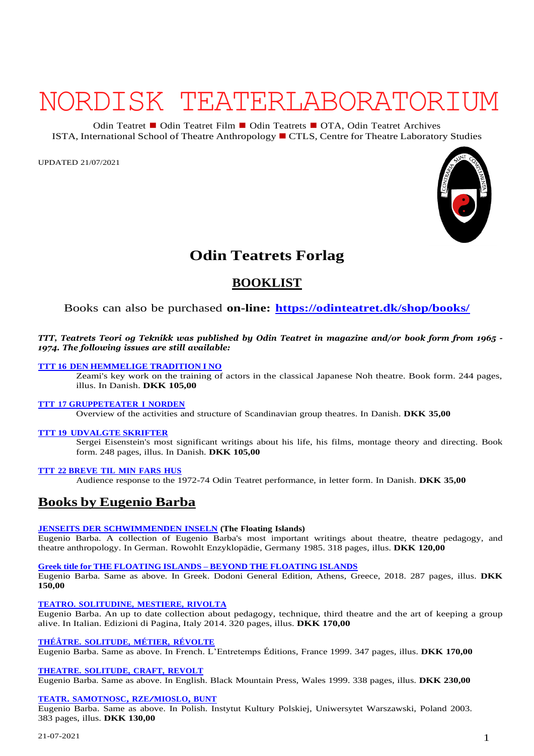# NORDISK TEATERLABORATORIUM

Odin Teatret ■ Odin Teatret Film ■ Odin Teatrets ■ OTA, Odin Teatret Archives
ISTA, International School of Theatre Anthropology ■ CTLS, Centre for Theatre Laboratory Studies

UPDATED 21/07/2021

## Odin Teatrets Forlag

## BOOKLIST

Books can also be purchased **on-line: https://odinteatret.dk/shop/books/**

***TTT, Teatrets Teori og Teknikk was published by Odin Teatret in magazine and/or book form from 1965 - 1974. The following issues are still available:***

**TTT 16 DEN HEMMELIGE TRADITION I NO**
Zeami's key work on the training of actors in the classical Japanese Noh theatre. Book form. 244 pages, illus. In Danish. **DKK 105,00**

**TTT 17 GRUPPETEATER I NORDEN**
Overview of the activities and structure of Scandinavian group theatres. In Danish. **DKK 35,00**

**TTT 19 UDVALGTE SKRIFTER**
Sergei Eisenstein's most significant writings about his life, his films, montage theory and directing. Book form. 248 pages, illus. In Danish. **DKK 105,00**

**TTT 22 BREVE TIL MIN FARS HUS**
Audience response to the 1972-74 Odin Teatret performance, in letter form. In Danish. **DKK 35,00**

## Books by Eugenio Barba

**JENSEITS DER SCHWIMMENDEN INSELN (The Floating Islands)**
Eugenio Barba. A collection of Eugenio Barba's most important writings about theatre, theatre pedagogy, and theatre anthropology. In German. Rowohlt Enzyklopädie, Germany 1985. 318 pages, illus. **DKK 120,00**

**Greek title for THE FLOATING ISLANDS – BEYOND THE FLOATING ISLANDS**
Eugenio Barba. Same as above. In Greek. Dodoni General Edition, Athens, Greece, 2018. 287 pages, illus. **DKK 150,00**

**TEATRO. SOLITUDINE, MESTIERE, RIVOLTA**
Eugenio Barba. An up to date collection about pedagogy, technique, third theatre and the art of keeping a group alive. In Italian. Edizioni di Pagina, Italy 2014. 320 pages, illus. **DKK 170,00**

**THÉÂTRE. SOLITUDE, MÉTIER, RÉVOLTE**
Eugenio Barba. Same as above. In French. L'Entretemps Éditions, France 1999. 347 pages, illus. **DKK 170,00**

**THEATRE. SOLITUDE, CRAFT, REVOLT**
Eugenio Barba. Same as above. In English. Black Mountain Press, Wales 1999. 338 pages, illus. **DKK 230,00**

**TEATR. SAMOTNOSC, RZE/MIOSLO, BUNT**
Eugenio Barba. Same as above. In Polish. Instytut Kultury Polskiej, Uniwersytet Warszawski, Poland 2003. 383 pages, illus. **DKK 130,00**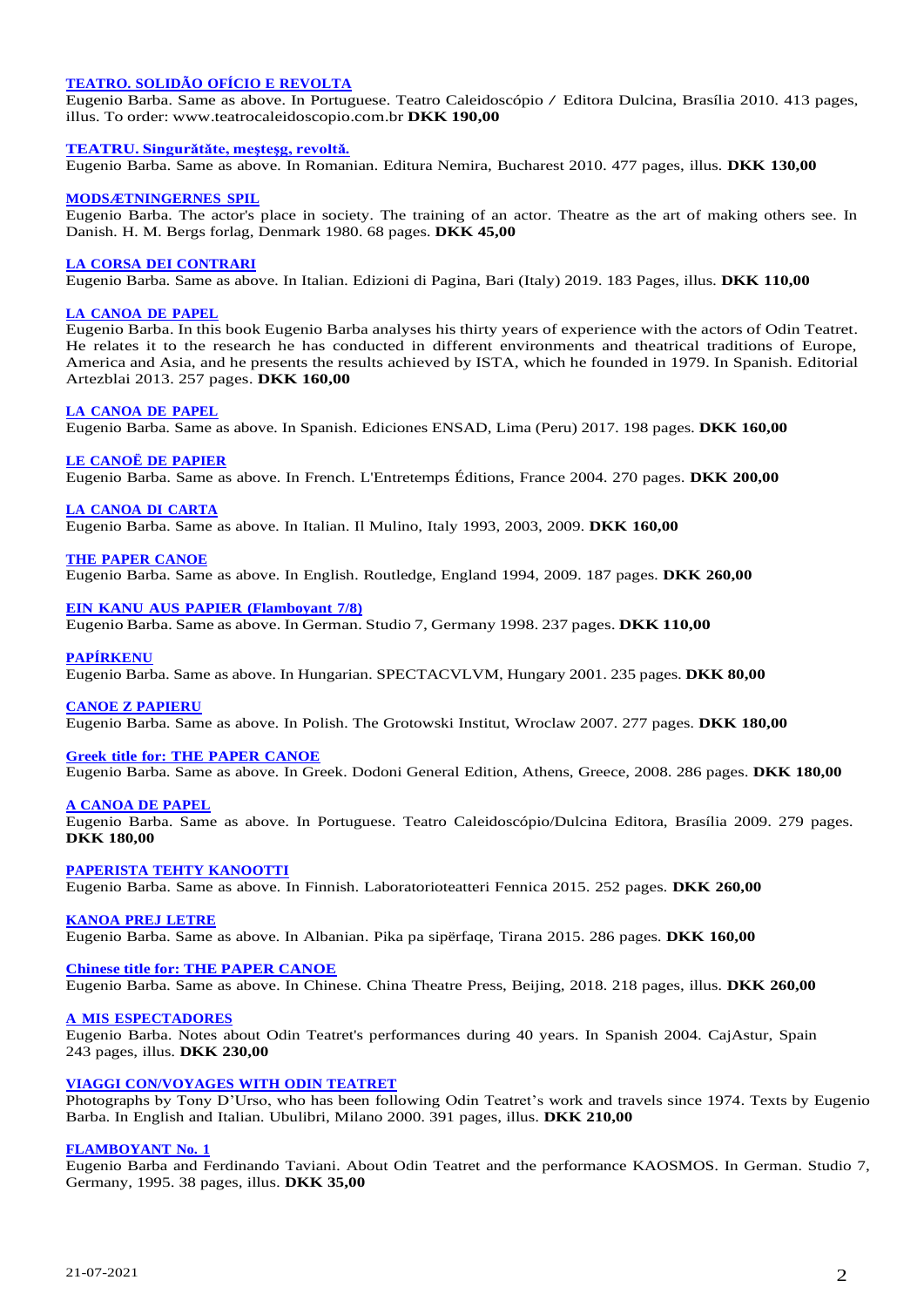**TEATRO. SOLIDÃO OFÍCIO E REVOLTA**
Eugenio Barba. Same as above. In Portuguese. Teatro Caleidoscópio / Editora Dulcina, Brasília 2010. 413 pages, illus. To order: www.teatrocaleidoscopio.com.br **DKK 190,00**

**TEATRU. Singurătăte, meşteşg, revoltă.**
Eugenio Barba. Same as above. In Romanian. Editura Nemira, Bucharest 2010. 477 pages, illus. **DKK 130,00**

**MODSÆTNINGERNES SPIL**
Eugenio Barba. The actor's place in society. The training of an actor. Theatre as the art of making others see. In Danish. H. M. Bergs forlag, Denmark 1980. 68 pages. **DKK 45,00**

**LA CORSA DEI CONTRARI**
Eugenio Barba. Same as above. In Italian. Edizioni di Pagina, Bari (Italy) 2019. 183 Pages, illus. **DKK 110,00**

**LA CANOA DE PAPEL**
Eugenio Barba. In this book Eugenio Barba analyses his thirty years of experience with the actors of Odin Teatret. He relates it to the research he has conducted in different environments and theatrical traditions of Europe, America and Asia, and he presents the results achieved by ISTA, which he founded in 1979. In Spanish. Editorial Artezblai 2013. 257 pages. **DKK 160,00**

**LA CANOA DE PAPEL**
Eugenio Barba. Same as above. In Spanish. Ediciones ENSAD, Lima (Peru) 2017. 198 pages. **DKK 160,00**

**LE CANOË DE PAPIER**
Eugenio Barba. Same as above. In French. L'Entretemps Éditions, France 2004. 270 pages. **DKK 200,00**

**LA CANOA DI CARTA**
Eugenio Barba. Same as above. In Italian. Il Mulino, Italy 1993, 2003, 2009. **DKK 160,00**

**THE PAPER CANOE**
Eugenio Barba. Same as above. In English. Routledge, England 1994, 2009. 187 pages. **DKK 260,00**

**EIN KANU AUS PAPIER (Flamboyant 7/8)**
Eugenio Barba. Same as above. In German. Studio 7, Germany 1998. 237 pages. **DKK 110,00**

**PAPÍRKENU**
Eugenio Barba. Same as above. In Hungarian. SPECTACVLVM, Hungary 2001. 235 pages. **DKK 80,00**

**CANOE Z PAPIERU**
Eugenio Barba. Same as above. In Polish. The Grotowski Institut, Wroclaw 2007. 277 pages. **DKK 180,00**

**Greek title for: THE PAPER CANOE**
Eugenio Barba. Same as above. In Greek. Dodoni General Edition, Athens, Greece, 2008. 286 pages. **DKK 180,00**

**A CANOA DE PAPEL**
Eugenio Barba. Same as above. In Portuguese. Teatro Caleidoscópio/Dulcina Editora, Brasília 2009. 279 pages. **DKK 180,00**

**PAPERISTA TEHTY KANOOTTI**
Eugenio Barba. Same as above. In Finnish. Laboratorioteatteri Fennica 2015. 252 pages. **DKK 260,00**

**KANOA PREJ LETRE**
Eugenio Barba. Same as above. In Albanian. Pika pa sipërfaqe, Tirana 2015. 286 pages. **DKK 160,00**

**Chinese title for: THE PAPER CANOE**
Eugenio Barba. Same as above. In Chinese. China Theatre Press, Beijing, 2018. 218 pages, illus. **DKK 260,00**

**A MIS ESPECTADORES**
Eugenio Barba. Notes about Odin Teatret's performances during 40 years. In Spanish 2004. CajAstur, Spain 243 pages, illus. **DKK 230,00**

**VIAGGI CON/VOYAGES WITH ODIN TEATRET**
Photographs by Tony D'Urso, who has been following Odin Teatret's work and travels since 1974. Texts by Eugenio Barba. In English and Italian. Ubulibri, Milano 2000. 391 pages, illus. **DKK 210,00**

**FLAMBOYANT No. 1**
Eugenio Barba and Ferdinando Taviani. About Odin Teatret and the performance KAOSMOS. In German. Studio 7, Germany, 1995. 38 pages, illus. **DKK 35,00**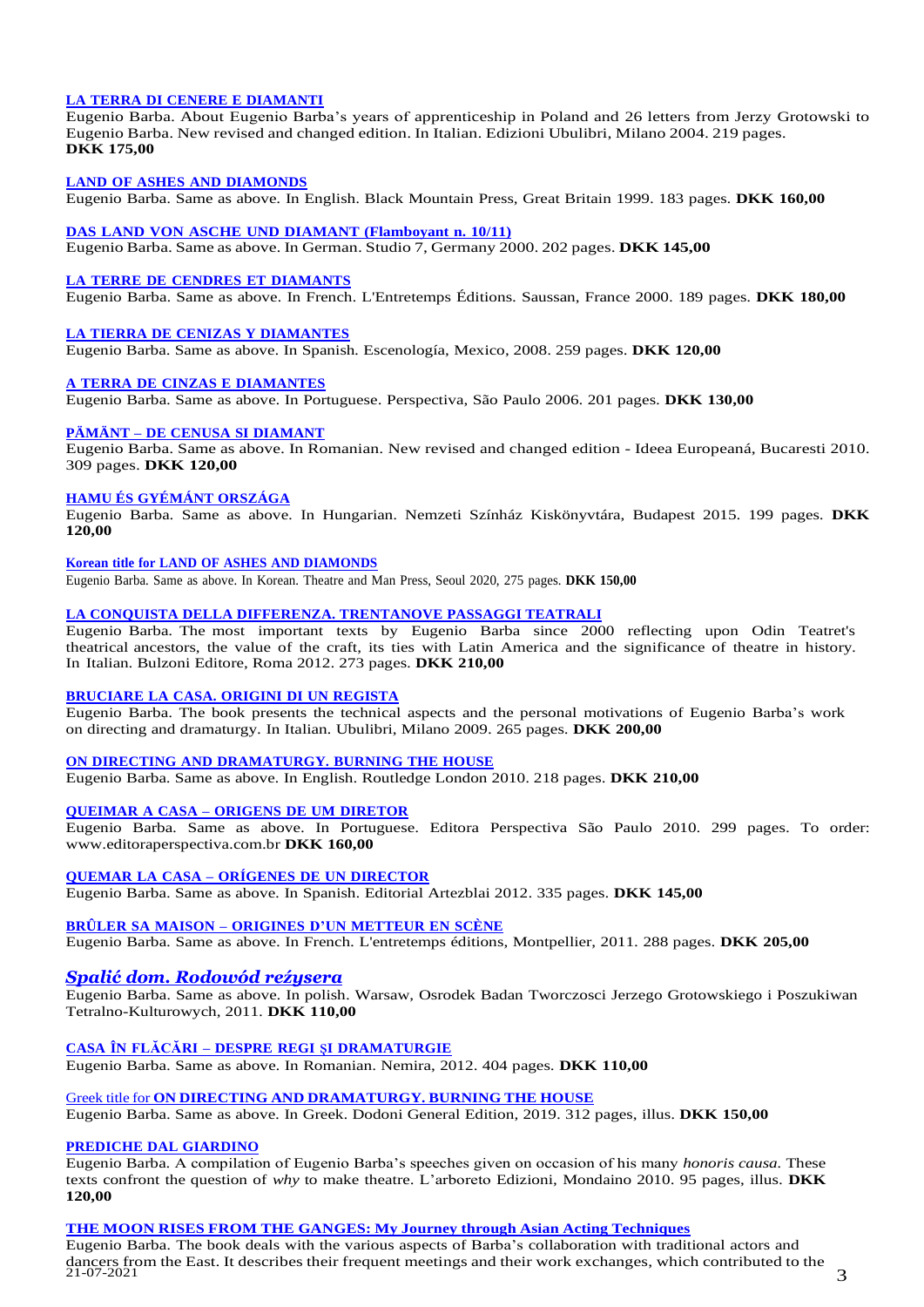**LA TERRA DI CENERE E DIAMANTI**
Eugenio Barba. About Eugenio Barba's years of apprenticeship in Poland and 26 letters from Jerzy Grotowski to Eugenio Barba. New revised and changed edition. In Italian. Edizioni Ubulibri, Milano 2004. 219 pages.
**DKK 175,00**

**LAND OF ASHES AND DIAMONDS**
Eugenio Barba. Same as above. In English. Black Mountain Press, Great Britain 1999. 183 pages. **DKK 160,00**

**DAS LAND VON ASCHE UND DIAMANT (Flamboyant n. 10/11)**
Eugenio Barba. Same as above. In German. Studio 7, Germany 2000. 202 pages. **DKK 145,00**

**LA TERRE DE CENDRES ET DIAMANTS**
Eugenio Barba. Same as above. In French. L'Entretemps Éditions. Saussan, France 2000. 189 pages. **DKK 180,00**

**LA TIERRA DE CENIZAS Y DIAMANTES**
Eugenio Barba. Same as above. In Spanish. Escenología, Mexico, 2008. 259 pages. **DKK 120,00**

**A TERRA DE CINZAS E DIAMANTES**
Eugenio Barba. Same as above. In Portuguese. Perspectiva, São Paulo 2006. 201 pages. **DKK 130,00**

**PĂMÂNT – DE CENUSA SI DIAMANT**
Eugenio Barba. Same as above. In Romanian. New revised and changed edition - Ideea Europeaná, Bucaresti 2010. 309 pages. **DKK 120,00**

**HAMU ÉS GYÉMÁNT ORSZÁGA**
Eugenio Barba. Same as above. In Hungarian. Nemzeti Színház Kiskönyvtára, Budapest 2015. 199 pages. **DKK 120,00**

**Korean title for LAND OF ASHES AND DIAMONDS**
Eugenio Barba. Same as above. In Korean. Theatre and Man Press, Seoul 2020, 275 pages. **DKK 150,00**

**LA CONQUISTA DELLA DIFFERENZA. TRENTANOVE PASSAGGI TEATRALI**
Eugenio Barba. The most important texts by Eugenio Barba since 2000 reflecting upon Odin Teatret's theatrical ancestors, the value of the craft, its ties with Latin America and the significance of theatre in history. In Italian. Bulzoni Editore, Roma 2012. 273 pages. **DKK 210,00**

**BRUCIARE LA CASA. ORIGINI DI UN REGISTA**
Eugenio Barba. The book presents the technical aspects and the personal motivations of Eugenio Barba's work on directing and dramaturgy. In Italian. Ubulibri, Milano 2009. 265 pages. **DKK 200,00**

**ON DIRECTING AND DRAMATURGY. BURNING THE HOUSE**
Eugenio Barba. Same as above. In English. Routledge London 2010. 218 pages. **DKK 210,00**

**QUEIMAR A CASA – ORIGENS DE UM DIRETOR**
Eugenio Barba. Same as above. In Portuguese. Editora Perspectiva São Paulo 2010. 299 pages. To order: www.editoraperspectiva.com.br **DKK 160,00**

**QUEMAR LA CASA – ORÍGENES DE UN DIRECTOR**
Eugenio Barba. Same as above. In Spanish. Editorial Artezblai 2012. 335 pages. **DKK 145,00**

**BRÛLER SA MAISON – ORIGINES D'UN METTEUR EN SCÈNE**
Eugenio Barba. Same as above. In French. L'entretemps éditions, Montpellier, 2011. 288 pages. **DKK 205,00**

***Spalić dom. Rodowód reżysera***
Eugenio Barba. Same as above. In polish. Warsaw, Osrodek Badan Tworczosci Jerzego Grotowskiego i Poszukiwan Tetralno-Kulturowych, 2011. **DKK 110,00**

**CASA ÎN FLĂCĂRI – DESPRE REGI ŞI DRAMATURGIE**
Eugenio Barba. Same as above. In Romanian. Nemira, 2012. 404 pages. **DKK 110,00**

Greek title for **ON DIRECTING AND DRAMATURGY. BURNING THE HOUSE**
Eugenio Barba. Same as above. In Greek. Dodoni General Edition, 2019. 312 pages, illus. **DKK 150,00**

**PREDICHE DAL GIARDINO**
Eugenio Barba. A compilation of Eugenio Barba's speeches given on occasion of his many *honoris causa.* These texts confront the question of *why* to make theatre. L'arboreto Edizioni, Mondaino 2010. 95 pages, illus. **DKK 120,00**

**THE MOON RISES FROM THE GANGES: My Journey through Asian Acting Techniques**
Eugenio Barba. The book deals with the various aspects of Barba's collaboration with traditional actors and dancers from the East. It describes their frequent meetings and their work exchanges, which contributed to the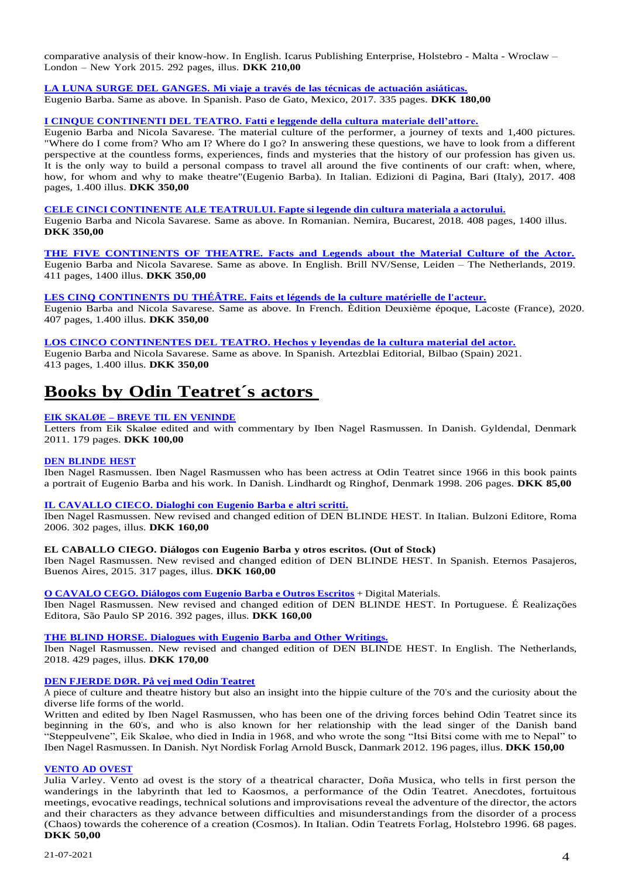comparative analysis of their know-how. In English. Icarus Publishing Enterprise, Holstebro - Malta - Wroclaw – London – New York 2015. 292 pages, illus. **DKK 210,00**

**LA LUNA SURGE DEL GANGES. Mi viaje a través de las técnicas de actuación asiáticas.**
Eugenio Barba. Same as above. In Spanish. Paso de Gato, Mexico, 2017. 335 pages. **DKK 180,00**

**I CINQUE CONTINENTI DEL TEATRO. Fatti e leggende della cultura materiale dell'attore.**
Eugenio Barba and Nicola Savarese. The material culture of the performer, a journey of texts and 1,400 pictures. "Where do I come from? Who am I? Where do I go? In answering these questions, we have to look from a different perspective at the countless forms, experiences, finds and mysteries that the history of our profession has given us. It is the only way to build a personal compass to travel all around the five continents of our craft: when, where, how, for whom and why to make theatre"(Eugenio Barba). In Italian. Edizioni di Pagina, Bari (Italy), 2017. 408 pages, 1.400 illus. **DKK 350,00**

**CELE CINCI CONTINENTE ALE TEATRULUI. Fapte si legende din cultura materiala a actorului.**
Eugenio Barba and Nicola Savarese. Same as above. In Romanian. Nemira, Bucarest, 2018. 408 pages, 1400 illus. **DKK 350,00**

**THE FIVE CONTINENTS OF THEATRE. Facts and Legends about the Material Culture of the Actor.**
Eugenio Barba and Nicola Savarese. Same as above. In English. Brill NV/Sense, Leiden – The Netherlands, 2019. 411 pages, 1400 illus. **DKK 350,00**

**LES CINQ CONTINENTS DU THÉÂTRE. Faits et légends de la culture matérielle de l'acteur.**
Eugenio Barba and Nicola Savarese. Same as above. In French. Èdition Deuxième époque, Lacoste (France), 2020. 407 pages, 1.400 illus. **DKK 350,00**

**LOS CINCO CONTINENTES DEL TEATRO. Hechos y leyendas de la cultura material del actor.**
Eugenio Barba and Nicola Savarese. Same as above. In Spanish. Artezblai Editorial, Bilbao (Spain) 2021. 413 pages, 1.400 illus. **DKK 350,00**

# Books by Odin Teatret´s actors

**EIK SKALØE – BREVE TIL EN VENINDE**
Letters from Eik Skaløe edited and with commentary by Iben Nagel Rasmussen. In Danish. Gyldendal, Denmark 2011. 179 pages. **DKK 100,00**

**DEN BLINDE HEST**
Iben Nagel Rasmussen. Iben Nagel Rasmussen who has been actress at Odin Teatret since 1966 in this book paints a portrait of Eugenio Barba and his work. In Danish. Lindhardt og Ringhof, Denmark 1998. 206 pages. **DKK 85,00**

**IL CAVALLO CIECO. Dialoghi con Eugenio Barba e altri scritti.**
Iben Nagel Rasmussen. New revised and changed edition of DEN BLINDE HEST. In Italian. Bulzoni Editore, Roma 2006. 302 pages, illus. **DKK 160,00**

**EL CABALLO CIEGO. Diálogos con Eugenio Barba y otros escritos. (Out of Stock)**
Iben Nagel Rasmussen. New revised and changed edition of DEN BLINDE HEST. In Spanish. Eternos Pasajeros, Buenos Aires, 2015. 317 pages, illus. **DKK 160,00**

**O CAVALO CEGO. Diálogos com Eugenio Barba e Outros Escritos** + Digital Materials.
Iben Nagel Rasmussen. New revised and changed edition of DEN BLINDE HEST. In Portuguese. É Realizações Editora, São Paulo SP 2016. 392 pages, illus. **DKK 160,00**

**THE BLIND HORSE. Dialogues with Eugenio Barba and Other Writings.**
Iben Nagel Rasmussen. New revised and changed edition of DEN BLINDE HEST. In English. The Netherlands, 2018. 429 pages, illus. **DKK 170,00**

**DEN FJERDE DØR. På vej med Odin Teatret**
A piece of culture and theatre history but also an insight into the hippie culture of the 70's and the curiosity about the diverse life forms of the world.
Written and edited by Iben Nagel Rasmussen, who has been one of the driving forces behind Odin Teatret since its beginning in the 60's, and who is also known for her relationship with the lead singer of the Danish band "Steppeulvene", Eik Skaløe, who died in India in 1968, and who wrote the song "Itsi Bitsi come with me to Nepal" to Iben Nagel Rasmussen. In Danish. Nyt Nordisk Forlag Arnold Busck, Danmark 2012. 196 pages, illus. **DKK 150,00**

**VENTO AD OVEST**
Julia Varley. Vento ad ovest is the story of a theatrical character, Doña Musica, who tells in first person the wanderings in the labyrinth that led to Kaosmos, a performance of the Odin Teatret. Anecdotes, fortuitous meetings, evocative readings, technical solutions and improvisations reveal the adventure of the director, the actors and their characters as they advance between difficulties and misunderstandings from the disorder of a process (Chaos) towards the coherence of a creation (Cosmos). In Italian. Odin Teatrets Forlag, Holstebro 1996. 68 pages. **DKK 50,00**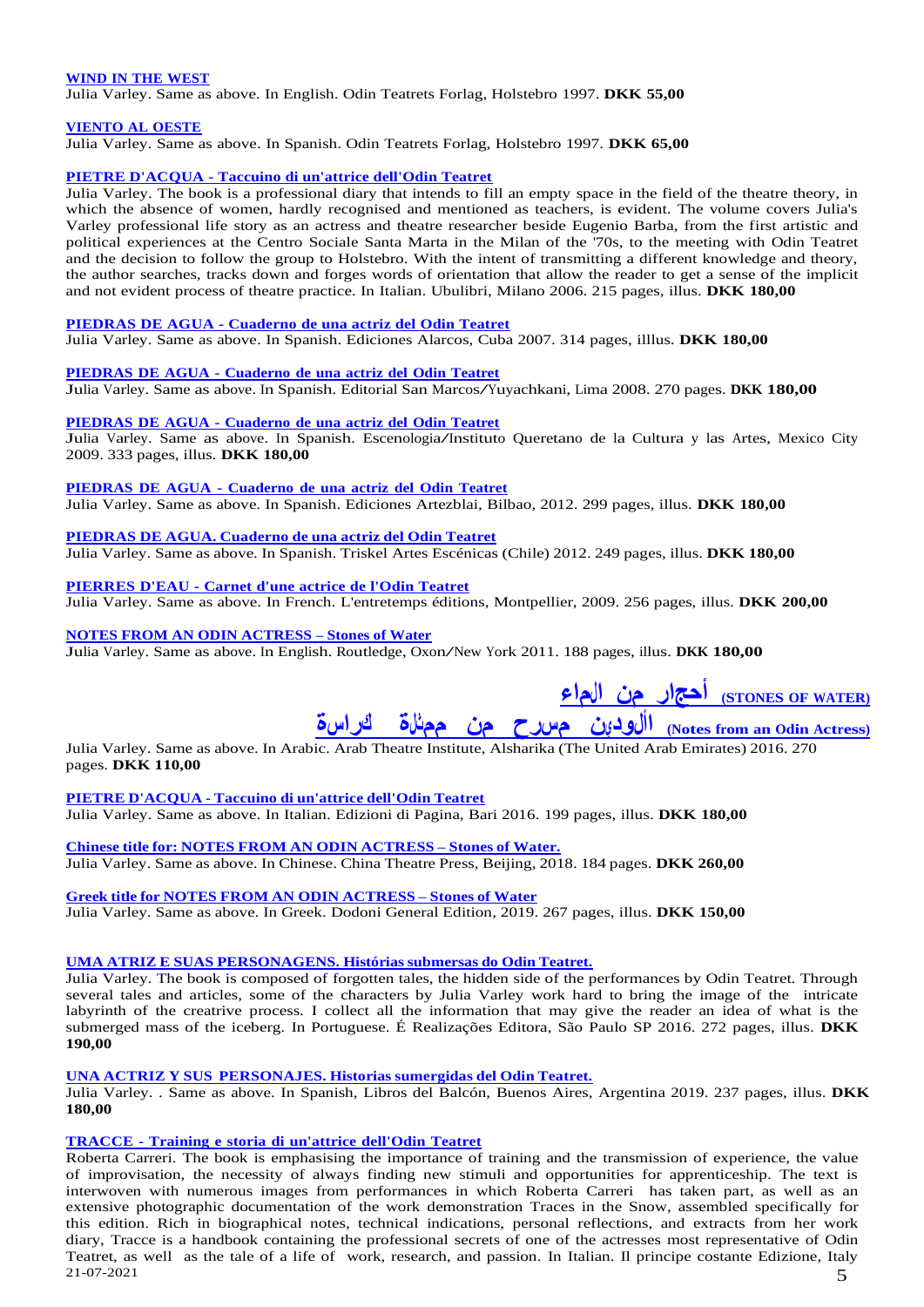**WIND IN THE WEST**
Julia Varley. Same as above. In English. Odin Teatrets Forlag, Holstebro 1997. **DKK 55,00**

**VIENTO AL OESTE**
Julia Varley. Same as above. In Spanish. Odin Teatrets Forlag, Holstebro 1997. **DKK 65,00**

**PIETRE D'ACQUA - Taccuino di un'attrice dell'Odin Teatret**
Julia Varley. The book is a professional diary that intends to fill an empty space in the field of the theatre theory, in which the absence of women, hardly recognised and mentioned as teachers, is evident. The volume covers Julia's Varley professional life story as an actress and theatre researcher beside Eugenio Barba, from the first artistic and political experiences at the Centro Sociale Santa Marta in the Milan of the '70s, to the meeting with Odin Teatret and the decision to follow the group to Holstebro. With the intent of transmitting a different knowledge and theory, the author searches, tracks down and forges words of orientation that allow the reader to get a sense of the implicit and not evident process of theatre practice. In Italian. Ubulibri, Milano 2006. 215 pages, illus. **DKK 180,00**

**PIEDRAS DE AGUA - Cuaderno de una actriz del Odin Teatret**
Julia Varley. Same as above. In Spanish. Ediciones Alarcos, Cuba 2007. 314 pages, illlus. **DKK 180,00**

**PIEDRAS DE AGUA - Cuaderno de una actriz del Odin Teatret**
Julia Varley. Same as above. In Spanish. Editorial San Marcos/Yuyachkani, Lima 2008. 270 pages. **DKK 180,00**

**PIEDRAS DE AGUA - Cuaderno de una actriz del Odin Teatret**
Julia Varley. Same as above. In Spanish. Escenologia/Instituto Queretano de la Cultura y las Artes, Mexico City 2009. 333 pages, illus. **DKK 180,00**

**PIEDRAS DE AGUA - Cuaderno de una actriz del Odin Teatret**
Julia Varley. Same as above. In Spanish. Ediciones Artezblai, Bilbao, 2012. 299 pages, illus. **DKK 180,00**

**PIEDRAS DE AGUA. Cuaderno de una actriz del Odin Teatret**
Julia Varley. Same as above. In Spanish. Triskel Artes Escénicas (Chile) 2012. 249 pages, illus. **DKK 180,00**

**PIERRES D'EAU - Carnet d'une actrice de l'Odin Teatret**
Julia Varley. Same as above. In French. L'entretemps éditions, Montpellier, 2009. 256 pages, illus. **DKK 200,00**

**NOTES FROM AN ODIN ACTRESS – Stones of Water**
Julia Varley. Same as above. In English. Routledge, Oxon/New York 2011. 188 pages, illus. **DKK 180,00**

**أحجار من الماء (STONES OF WATER)**
**كراسة ممثلة من مسرح ألودين (Notes from an Odin Actress)**
Julia Varley. Same as above. In Arabic. Arab Theatre Institute, Alsharika (The United Arab Emirates) 2016. 270 pages. **DKK 110,00**

**PIETRE D'ACQUA - Taccuino di un'attrice dell'Odin Teatret**
Julia Varley. Same as above. In Italian. Edizioni di Pagina, Bari 2016. 199 pages, illus. **DKK 180,00**

**Chinese title for: NOTES FROM AN ODIN ACTRESS – Stones of Water.**
Julia Varley. Same as above. In Chinese. China Theatre Press, Beijing, 2018. 184 pages. **DKK 260,00**

**Greek title for NOTES FROM AN ODIN ACTRESS – Stones of Water**
Julia Varley. Same as above. In Greek. Dodoni General Edition, 2019. 267 pages, illus. **DKK 150,00**

**UMA ATRIZ E SUAS PERSONAGENS. Histórias submersas do Odin Teatret.**
Julia Varley. The book is composed of forgotten tales, the hidden side of the performances by Odin Teatret. Through several tales and articles, some of the characters by Julia Varley work hard to bring the image of the intricate labyrinth of the creatrive process. I collect all the information that may give the reader an idea of what is the submerged mass of the iceberg. In Portuguese. É Realizações Editora, São Paulo SP 2016. 272 pages, illus. **DKK 190,00**

**UNA ACTRIZ Y SUS PERSONAJES. Historias sumergidas del Odin Teatret.**
Julia Varley. . Same as above. In Spanish, Libros del Balcón, Buenos Aires, Argentina 2019. 237 pages, illus. **DKK 180,00**

**TRACCE - Training e storia di un'attrice dell'Odin Teatret**
Roberta Carreri. The book is emphasising the importance of training and the transmission of experience, the value of improvisation, the necessity of always finding new stimuli and opportunities for apprenticeship. The text is interwoven with numerous images from performances in which Roberta Carreri has taken part, as well as an extensive photographic documentation of the work demonstration Traces in the Snow, assembled specifically for this edition. Rich in biographical notes, technical indications, personal reflections, and extracts from her work diary, Tracce is a handbook containing the professional secrets of one of the actresses most representative of Odin Teatret, as well as the tale of a life of work, research, and passion. In Italian. Il principe costante Edizione, Italy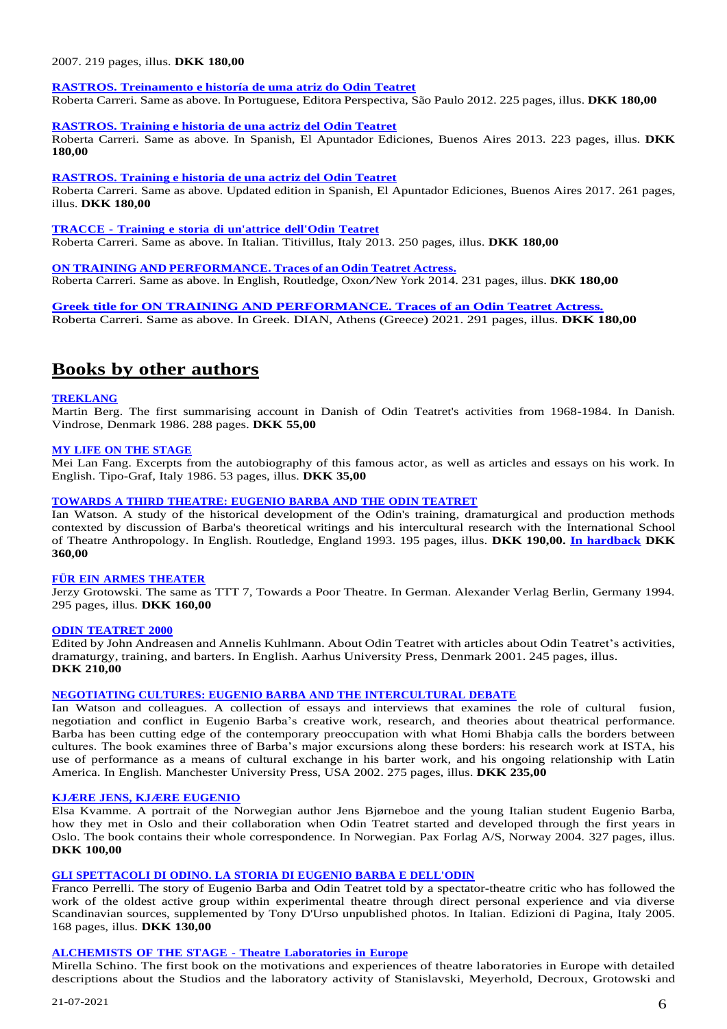2007. 219 pages, illus. **DKK 180,00**

**RASTROS. Treinamento e historía de uma atriz do Odin Teatret**
Roberta Carreri. Same as above. In Portuguese, Editora Perspectiva, São Paulo 2012. 225 pages, illus. **DKK 180,00**

**RASTROS. Training e historia de una actriz del Odin Teatret**
Roberta Carreri. Same as above. In Spanish, El Apuntador Ediciones, Buenos Aires 2013. 223 pages, illus. **DKK 180,00**

**RASTROS. Training e historia de una actriz del Odin Teatret**
Roberta Carreri. Same as above. Updated edition in Spanish, El Apuntador Ediciones, Buenos Aires 2017. 261 pages, illus. **DKK 180,00**

**TRACCE - Training e storia di un'attrice dell'Odin Teatret**
Roberta Carreri. Same as above. In Italian. Titivillus, Italy 2013. 250 pages, illus. **DKK 180,00**

**ON TRAINING AND PERFORMANCE. Traces of an Odin Teatret Actress.**
Roberta Carreri. Same as above. In English, Routledge, Oxon/New York 2014. 231 pages, illus. **DKK 180,00**

**Greek title for ON TRAINING AND PERFORMANCE. Traces of an Odin Teatret Actress.**
Roberta Carreri. Same as above. In Greek. DIAN, Athens (Greece) 2021. 291 pages, illus. **DKK 180,00**

## Books by other authors

**TREKLANG**
Martin Berg. The first summarising account in Danish of Odin Teatret's activities from 1968-1984. In Danish. Vindrose, Denmark 1986. 288 pages. **DKK 55,00**

**MY LIFE ON THE STAGE**
Mei Lan Fang. Excerpts from the autobiography of this famous actor, as well as articles and essays on his work. In English. Tipo-Graf, Italy 1986. 53 pages, illus. **DKK 35,00**

**TOWARDS A THIRD THEATRE: EUGENIO BARBA AND THE ODIN TEATRET**
Ian Watson. A study of the historical development of the Odin's training, dramaturgical and production methods contexted by discussion of Barba's theoretical writings and his intercultural research with the International School of Theatre Anthropology. In English. Routledge, England 1993. 195 pages, illus. **DKK 190,00.** **In hardback** **DKK 360,00**

**FÜR EIN ARMES THEATER**
Jerzy Grotowski. The same as TTT 7, Towards a Poor Theatre. In German. Alexander Verlag Berlin, Germany 1994. 295 pages, illus. **DKK 160,00**

**ODIN TEATRET 2000**
Edited by John Andreasen and Annelis Kuhlmann. About Odin Teatret with articles about Odin Teatret's activities, dramaturgy, training, and barters. In English. Aarhus University Press, Denmark 2001. 245 pages, illus. **DKK 210,00**

**NEGOTIATING CULTURES: EUGENIO BARBA AND THE INTERCULTURAL DEBATE**
Ian Watson and colleagues. A collection of essays and interviews that examines the role of cultural fusion, negotiation and conflict in Eugenio Barba's creative work, research, and theories about theatrical performance. Barba has been cutting edge of the contemporary preoccupation with what Homi Bhabja calls the borders between cultures. The book examines three of Barba's major excursions along these borders: his research work at ISTA, his use of performance as a means of cultural exchange in his barter work, and his ongoing relationship with Latin America. In English. Manchester University Press, USA 2002. 275 pages, illus. **DKK 235,00**

**KJÆRE JENS, KJÆRE EUGENIO**
Elsa Kvamme. A portrait of the Norwegian author Jens Bjørneboe and the young Italian student Eugenio Barba, how they met in Oslo and their collaboration when Odin Teatret started and developed through the first years in Oslo. The book contains their whole correspondence. In Norwegian. Pax Forlag A/S, Norway 2004. 327 pages, illus. **DKK 100,00**

**GLI SPETTACOLI DI ODINO. LA STORIA DI EUGENIO BARBA E DELL'ODIN**
Franco Perrelli. The story of Eugenio Barba and Odin Teatret told by a spectator-theatre critic who has followed the work of the oldest active group within experimental theatre through direct personal experience and via diverse Scandinavian sources, supplemented by Tony D'Urso unpublished photos. In Italian. Edizioni di Pagina, Italy 2005. 168 pages, illus. **DKK 130,00**

**ALCHEMISTS OF THE STAGE - Theatre Laboratories in Europe**
Mirella Schino. The first book on the motivations and experiences of theatre laboratories in Europe with detailed descriptions about the Studios and the laboratory activity of Stanislavski, Meyerhold, Decroux, Grotowski and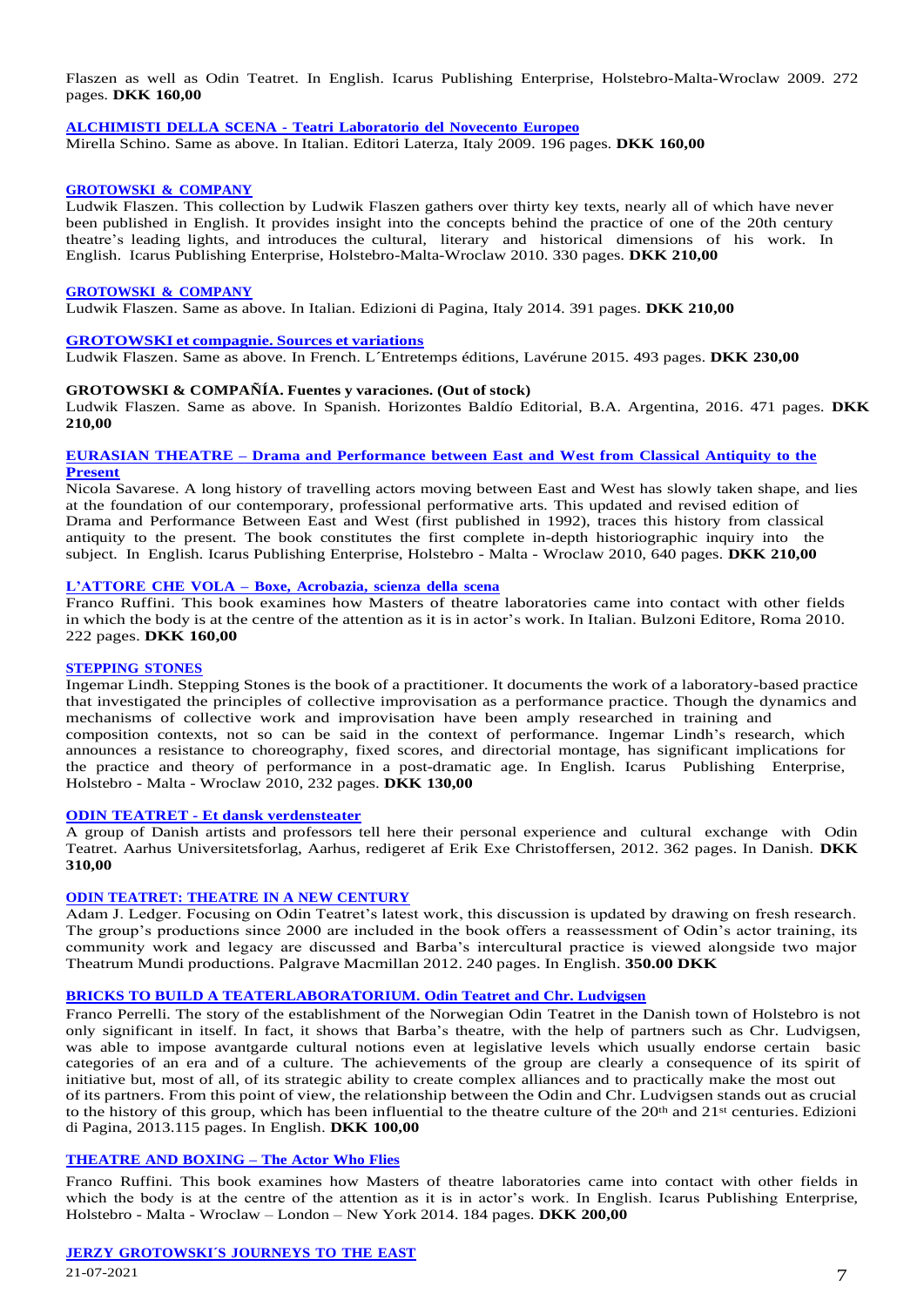Flaszen as well as Odin Teatret. In English. Icarus Publishing Enterprise, Holstebro-Malta-Wroclaw 2009. 272 pages. **DKK 160,00**

**ALCHIMISTI DELLA SCENA - Teatri Laboratorio del Novecento Europeo**

Mirella Schino. Same as above. In Italian. Editori Laterza, Italy 2009. 196 pages. **DKK 160,00**

**GROTOWSKI & COMPANY**

Ludwik Flaszen. This collection by Ludwik Flaszen gathers over thirty key texts, nearly all of which have never been published in English. It provides insight into the concepts behind the practice of one of the 20th century theatre's leading lights, and introduces the cultural, literary and historical dimensions of his work. In English. Icarus Publishing Enterprise, Holstebro-Malta-Wroclaw 2010. 330 pages. **DKK 210,00**

**GROTOWSKI & COMPANY**

Ludwik Flaszen. Same as above. In Italian. Edizioni di Pagina, Italy 2014. 391 pages. **DKK 210,00**

**GROTOWSKI et compagnie. Sources et variations**

Ludwik Flaszen. Same as above. In French. L´Entretemps éditions, Lavérune 2015. 493 pages. **DKK 230,00**

**GROTOWSKI & COMPAÑÍA. Fuentes y varaciones. (Out of stock)**

Ludwik Flaszen. Same as above. In Spanish. Horizontes Baldío Editorial, B.A. Argentina, 2016. 471 pages. **DKK 210,00**

**EURASIAN THEATRE – Drama and Performance between East and West from Classical Antiquity to the Present**

Nicola Savarese. A long history of travelling actors moving between East and West has slowly taken shape, and lies at the foundation of our contemporary, professional performative arts. This updated and revised edition of Drama and Performance Between East and West (first published in 1992), traces this history from classical antiquity to the present. The book constitutes the first complete in-depth historiographic inquiry into the subject. In English. Icarus Publishing Enterprise, Holstebro - Malta - Wroclaw 2010, 640 pages. **DKK 210,00**

**L'ATTORE CHE VOLA – Boxe, Acrobazia, scienza della scena**

Franco Ruffini. This book examines how Masters of theatre laboratories came into contact with other fields in which the body is at the centre of the attention as it is in actor's work. In Italian. Bulzoni Editore, Roma 2010. 222 pages. **DKK 160,00**

**STEPPING STONES**

Ingemar Lindh. Stepping Stones is the book of a practitioner. It documents the work of a laboratory-based practice that investigated the principles of collective improvisation as a performance practice. Though the dynamics and mechanisms of collective work and improvisation have been amply researched in training and composition contexts, not so can be said in the context of performance. Ingemar Lindh's research, which announces a resistance to choreography, fixed scores, and directorial montage, has significant implications for the practice and theory of performance in a post-dramatic age. In English. Icarus Publishing Enterprise, Holstebro - Malta - Wroclaw 2010, 232 pages. **DKK 130,00**

**ODIN TEATRET - Et dansk verdensteater**

A group of Danish artists and professors tell here their personal experience and cultural exchange with Odin Teatret. Aarhus Universitetsforlag, Aarhus, redigeret af Erik Exe Christoffersen, 2012. 362 pages. In Danish. **DKK 310,00**

**ODIN TEATRET: THEATRE IN A NEW CENTURY**

Adam J. Ledger. Focusing on Odin Teatret's latest work, this discussion is updated by drawing on fresh research. The group's productions since 2000 are included in the book offers a reassessment of Odin's actor training, its community work and legacy are discussed and Barba's intercultural practice is viewed alongside two major Theatrum Mundi productions. Palgrave Macmillan 2012. 240 pages. In English. **350.00 DKK**

**BRICKS TO BUILD A TEATERLABORATORIUM. Odin Teatret and Chr. Ludvigsen**

Franco Perrelli. The story of the establishment of the Norwegian Odin Teatret in the Danish town of Holstebro is not only significant in itself. In fact, it shows that Barba's theatre, with the help of partners such as Chr. Ludvigsen, was able to impose avantgarde cultural notions even at legislative levels which usually endorse certain basic categories of an era and of a culture. The achievements of the group are clearly a consequence of its spirit of initiative but, most of all, of its strategic ability to create complex alliances and to practically make the most out of its partners. From this point of view, the relationship between the Odin and Chr. Ludvigsen stands out as crucial to the history of this group, which has been influential to the theatre culture of the 20th and 21st centuries. Edizioni di Pagina, 2013.115 pages. In English. **DKK 100,00**

**THEATRE AND BOXING – The Actor Who Flies**

Franco Ruffini. This book examines how Masters of theatre laboratories came into contact with other fields in which the body is at the centre of the attention as it is in actor's work. In English. Icarus Publishing Enterprise, Holstebro - Malta - Wroclaw – London – New York 2014. 184 pages. **DKK 200,00**

**JERZY GROTOWSKI´S JOURNEYS TO THE EAST**

21-07-2021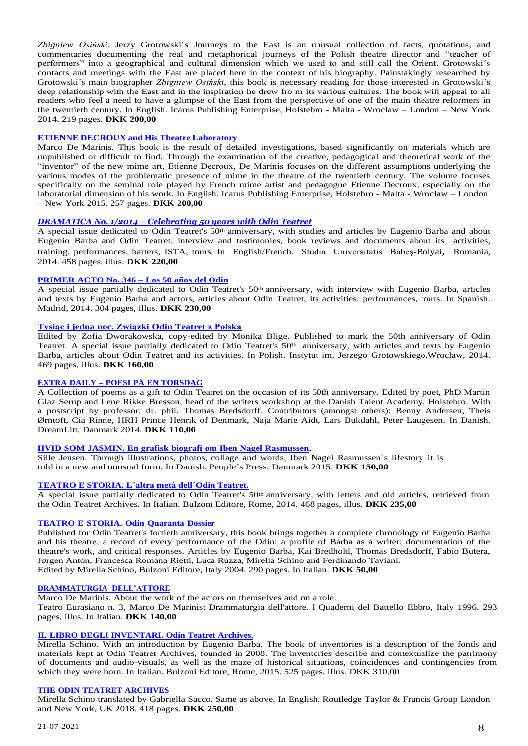*Zbigniew Osiński*. Jerzy Grotowski´s Journeys to the East is an unusual collection of facts, quotations, and commentaries documenting the real and metaphorical journeys of the Polish theatre director and "teacher of performers" into a geographical and cultural dimension which we used to and still call the Orient. Grotowski´s contacts and meetings with the East are placed here in the context of his biography. Painstakingly researched by Grotowski´s main biographer *Zbigniew Osiński*, this book is necessary reading for those interested in Grotowski´s deep relationship with the East and in the inspiration he drew fro m its various cultures. The book will appeal to all readers who feel a need to have a glimpse of the East from the perspective of one of the main theatre reformers in the twentieth century. In English. Icarus Publishing Enterprise, Holstebro - Malta - Wroclaw – London – New York 2014. 219 pages. **DKK 200,00**

**ETIENNE DECROUX and His Theatre Laboratory**

Marco De Marinis. This book is the result of detailed investigations, based significantly on materials which are unpublished or difficult to find. Through the examination of the creative, pedagogical and theoretical work of the "inventor" of the new mime art, Etienne Decroux, De Marinis focuses on the different assumptions underlying the various modes of the problematic presence of mime in the theatre of the twentieth century. The volume focuses specifically on the seminal role played by French mime artist and pedagogue Etienne Decroux, especially on the laboratorial dimension of his work. In English. Icarus Publishing Enterprise, Holstebro - Malta - Wroclaw – London – New York 2015. 257 pages. **DKK 200,00**

***DRAMATICA No. 1/2014 – Celebrating 50 years with Odin Teatret***

A special issue dedicated to Odin Teatret's 50th anniversary, with studies and articles by Eugenio Barba and about Eugenio Barba and Odin Teatret, interview and testimonies, book reviews and documents about its activities, training, performances, barters, ISTA, tours. In English/French. Studia Universitatis Babeş-Bolyai, Romania, 2014. 458 pages, illus. **DKK 220,00**

**PRIMER ACTO No. 346 – Los 50 años del Odin**

A special issue partially dedicated to Odin Teatret's 50th anniversary, with interview with Eugenio Barba, articles and texts by Eugenio Barba and actors, articles about Odin Teatret, its activities, performances, tours. In Spanish. Madrid, 2014. 304 pages, illus. **DKK 230,00**

**Tysiąc i jedna noc. Związki Odin Teatret z Polską**

Edited by Zofia Dworakowska, copy-edited by Monika Blige. Published to mark the 50th anniversary of Odin Teatret. A special issue partially dedicated to Odin Teatret's 50th anniversary, with articles and texts by Eugenio Barba, articles about Odin Teatret and its activities. In Polish. Instytut im. Jerzego Grotowskiego.Wroclaw, 2014. 469 pages, illus. **DKK 160,00**

**EXTRA DAILY – POESI PÅ EN TORSDAG**

A Collection of poems as a gift to Odin Teatret on the occasion of its 50th anniversary. Edited by poet, PhD Martin Glaz Serup and Lene Rikke Bresson, head of the writers workshop at the Danish Talent Academy, Holstebro. With a postscript by professor, dr. phil. Thomas Bredsdorff. Contributors (amongst others): Benny Andersen, Theis Ørntoft, Cia Rinne, HRH Prince Henrik of Denmark, Naja Marie Aidt, Lars Bukdahl, Peter Laugesen. In Danish. DreamLitt, Danmark 2014. **DKK 110,00**

**HVID SOM JASMIN. En grafisk biografi om Iben Nagel Rasmussen.**

Sille Jensen. Through illustrations, photos, collage and words, Iben Nagel Rasmussen´s lifestory it is told in a new and unusual form. In Danish. People´s Press, Danmark 2015. **DKK 150,00**

**TEATRO E STORIA. L´altra metà dell´Odin Teatret.**

A special issue partially dedicated to Odin Teatret's 50th anniversary, with letters and old articles, retrieved from the Odin Teatret Archives. In Italian. Bulzoni Editore, Rome, 2014. 468 pages, illus. **DKK 235,00**

**TEATRO E STORIA. Odin Quaranta Dossier**

Published for Odin Teatret's fortieth anniversary, this book brings together a complete chronology of Eugenio Barba and his theatre; a record of every performance of the Odin; a profile of Barba as a writer; documentation of the theatre's work, and critical responses. Articles by Eugenio Barba, Kai Bredhold, Thomas Bredsdorff, Fabio Butera, Jørgen Anton, Francesca Romana Rietti, Luca Ruzza, Mirella Schino and Ferdinando Taviani.
Edited by Mirella Schino, Bulzoni Editore, Italy 2004. 290 pages. In Italian. **DKK 50,00**

**DRAMMATURGIA DELL'ATTORE**

Marco De Marinis. About the work of the actors on themselves and on a role.
Teatro Eurasiano n. 3, Marco De Marinis: Drammaturgia dell'attore. I Quaderni del Battello Ebbro, Italy 1996. 293 pages, illus. In Italian. **DKK 140,00**

**IL LIBRO DEGLI INVENTARI. Odin Teatret Archives.**

Mirella Schino. With an introduction by Eugenio Barba. The book of inventories is a description of the fonds and materials kept at Odin Teatret Archives, founded in 2008. The inventories describe and contextualize the patrimony of documents and audio-visuals, as well as the maze of historical situations, coincidences and contingencies from which they were born. In Italian. Bulzoni Editore, Rome, 2015. 525 pages, illus. DKK 310,00

**THE ODIN TEATRET ARCHIVES**

Mirella Schino translated by Gabriella Sacco. Same as above. In English. Routledge Taylor & Francis Group London and New York, UK 2018. 418 pages. **DKK 250,00**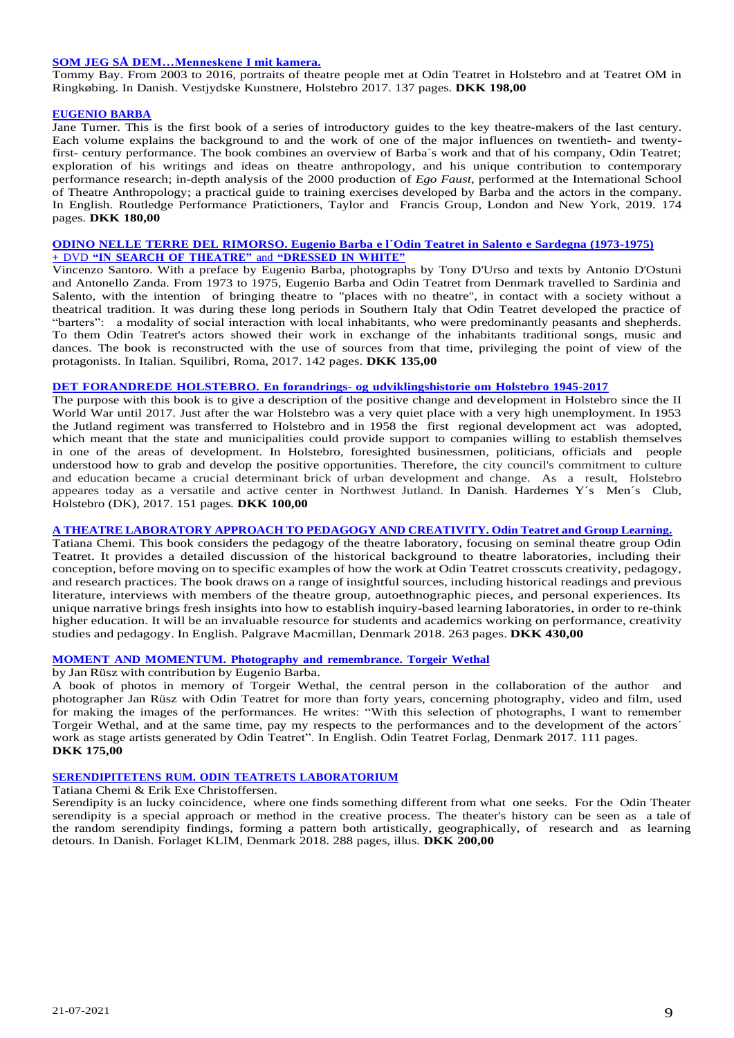**SOM JEG SÅ DEM…Menneskene I mit kamera.**

Tommy Bay. From 2003 to 2016, portraits of theatre people met at Odin Teatret in Holstebro and at Teatret OM in Ringkøbing. In Danish. Vestjydske Kunstnere, Holstebro 2017. 137 pages. **DKK 198,00**

**EUGENIO BARBA**

Jane Turner. This is the first book of a series of introductory guides to the key theatre-makers of the last century. Each volume explains the background to and the work of one of the major influences on twentieth- and twenty-first- century performance. The book combines an overview of Barba´s work and that of his company, Odin Teatret; exploration of his writings and ideas on theatre anthropology, and his unique contribution to contemporary performance research; in-depth analysis of the 2000 production of *Ego Faust*, performed at the International School of Theatre Anthropology; a practical guide to training exercises developed by Barba and the actors in the company. In English. Routledge Performance Pratictioners, Taylor and Francis Group, London and New York, 2019. 174 pages. **DKK 180,00**

**ODINO NELLE TERRE DEL RIMORSO. Eugenio Barba e l´Odin Teatret in Salento e Sardegna (1973-1975) + DVD "IN SEARCH OF THEATRE" and "DRESSED IN WHITE"**

Vincenzo Santoro. With a preface by Eugenio Barba, photographs by Tony D'Urso and texts by Antonio D'Ostuni and Antonello Zanda. From 1973 to 1975, Eugenio Barba and Odin Teatret from Denmark travelled to Sardinia and Salento, with the intention of bringing theatre to "places with no theatre", in contact with a society without a theatrical tradition. It was during these long periods in Southern Italy that Odin Teatret developed the practice of "barters": a modality of social interaction with local inhabitants, who were predominantly peasants and shepherds. To them Odin Teatret's actors showed their work in exchange of the inhabitants traditional songs, music and dances. The book is reconstructed with the use of sources from that time, privileging the point of view of the protagonists. In Italian. Squilibri, Roma, 2017. 142 pages. **DKK 135,00**

**DET FORANDREDE HOLSTEBRO. En forandrings- og udviklingshistorie om Holstebro 1945-2017**

The purpose with this book is to give a description of the positive change and development in Holstebro since the II World War until 2017. Just after the war Holstebro was a very quiet place with a very high unemployment. In 1953 the Jutland regiment was transferred to Holstebro and in 1958 the first regional development act was adopted, which meant that the state and municipalities could provide support to companies willing to establish themselves in one of the areas of development. In Holstebro, foresighted businessmen, politicians, officials and people understood how to grab and develop the positive opportunities. Therefore, the city council's commitment to culture and education became a crucial determinant brick of urban development and change. As a result, Holstebro appeares today as a versatile and active center in Northwest Jutland. In Danish. Hardernes Y´s Men´s Club, Holstebro (DK), 2017. 151 pages. **DKK 100,00**

**A THEATRE LABORATORY APPROACH TO PEDAGOGY AND CREATIVITY. Odin Teatret and Group Learning.**

Tatiana Chemi. This book considers the pedagogy of the theatre laboratory, focusing on seminal theatre group Odin Teatret. It provides a detailed discussion of the historical background to theatre laboratories, including their conception, before moving on to specific examples of how the work at Odin Teatret crosscuts creativity, pedagogy, and research practices. The book draws on a range of insightful sources, including historical readings and previous literature, interviews with members of the theatre group, autoethnographic pieces, and personal experiences. Its unique narrative brings fresh insights into how to establish inquiry-based learning laboratories, in order to re-think higher education. It will be an invaluable resource for students and academics working on performance, creativity studies and pedagogy. In English. Palgrave Macmillan, Denmark 2018. 263 pages. **DKK 430,00**

**MOMENT AND MOMENTUM. Photography and remembrance. Torgeir Wethal**

by Jan Rüsz with contribution by Eugenio Barba.

A book of photos in memory of Torgeir Wethal, the central person in the collaboration of the author and photographer Jan Rüsz with Odin Teatret for more than forty years, concerning photography, video and film, used for making the images of the performances. He writes: "With this selection of photographs, I want to remember Torgeir Wethal, and at the same time, pay my respects to the performances and to the development of the actors´ work as stage artists generated by Odin Teatret". In English. Odin Teatret Forlag, Denmark 2017. 111 pages.
**DKK 175,00**

**SERENDIPITETENS RUM. ODIN TEATRETS LABORATORIUM**

Tatiana Chemi & Erik Exe Christoffersen.

Serendipity is an lucky coincidence, where one finds something different from what one seeks. For the Odin Theater serendipity is a special approach or method in the creative process. The theater's history can be seen as a tale of the random serendipity findings, forming a pattern both artistically, geographically, of research and as learning detours. In Danish. Forlaget KLIM, Denmark 2018. 288 pages, illus. **DKK 200,00**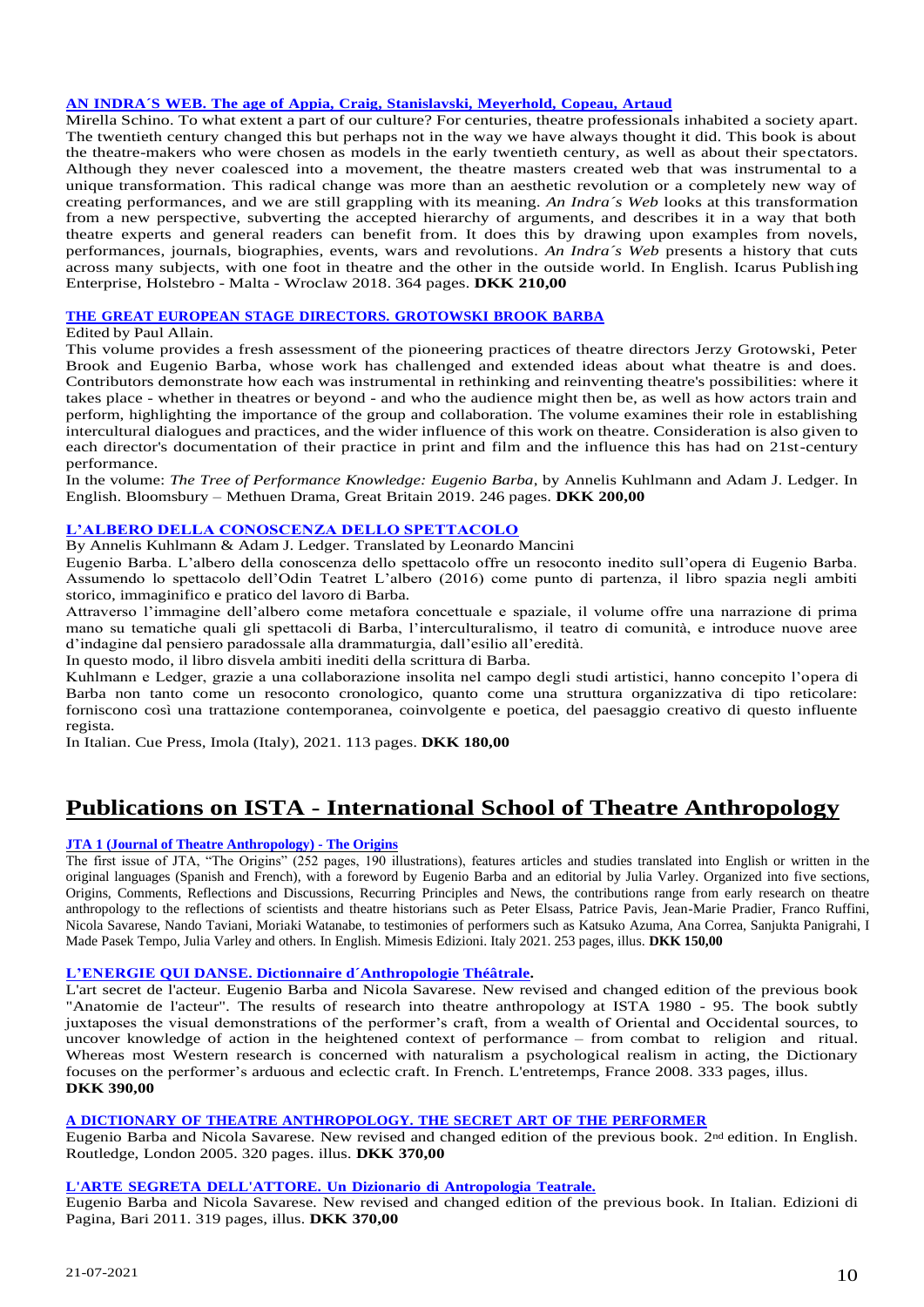**AN INDRA´S WEB. The age of Appia, Craig, Stanislavski, Meyerhold, Copeau, Artaud**

Mirella Schino. To what extent a part of our culture? For centuries, theatre professionals inhabited a society apart. The twentieth century changed this but perhaps not in the way we have always thought it did. This book is about the theatre-makers who were chosen as models in the early twentieth century, as well as about their spectators. Although they never coalesced into a movement, the theatre masters created web that was instrumental to a unique transformation. This radical change was more than an aesthetic revolution or a completely new way of creating performances, and we are still grappling with its meaning. *An Indra´s Web* looks at this transformation from a new perspective, subverting the accepted hierarchy of arguments, and describes it in a way that both theatre experts and general readers can benefit from. It does this by drawing upon examples from novels, performances, journals, biographies, events, wars and revolutions. *An Indra´s Web* presents a history that cuts across many subjects, with one foot in theatre and the other in the outside world. In English. Icarus Publishing Enterprise, Holstebro - Malta - Wroclaw 2018. 364 pages. **DKK 210,00**

**THE GREAT EUROPEAN STAGE DIRECTORS. GROTOWSKI BROOK BARBA**

Edited by Paul Allain.

This volume provides a fresh assessment of the pioneering practices of theatre directors Jerzy Grotowski, Peter Brook and Eugenio Barba, whose work has challenged and extended ideas about what theatre is and does. Contributors demonstrate how each was instrumental in rethinking and reinventing theatre's possibilities: where it takes place - whether in theatres or beyond - and who the audience might then be, as well as how actors train and perform, highlighting the importance of the group and collaboration. The volume examines their role in establishing intercultural dialogues and practices, and the wider influence of this work on theatre. Consideration is also given to each director's documentation of their practice in print and film and the influence this has had on 21st-century performance.

In the volume: *The Tree of Performance Knowledge: Eugenio Barba*, by Annelis Kuhlmann and Adam J. Ledger. In English. Bloomsbury – Methuen Drama, Great Britain 2019. 246 pages. **DKK 200,00**

**L'ALBERO DELLA CONOSCENZA DELLO SPETTACOLO**

By Annelis Kuhlmann & Adam J. Ledger. Translated by Leonardo Mancini

Eugenio Barba. L'albero della conoscenza dello spettacolo offre un resoconto inedito sull'opera di Eugenio Barba. Assumendo lo spettacolo dell'Odin Teatret L'albero (2016) come punto di partenza, il libro spazia negli ambiti storico, immaginifico e pratico del lavoro di Barba.

Attraverso l'immagine dell'albero come metafora concettuale e spaziale, il volume offre una narrazione di prima mano su tematiche quali gli spettacoli di Barba, l'interculturalismo, il teatro di comunità, e introduce nuove aree d'indagine dal pensiero paradossale alla drammaturgia, dall'esilio all'eredità.

In questo modo, il libro disvela ambiti inediti della scrittura di Barba.

Kuhlmann e Ledger, grazie a una collaborazione insolita nel campo degli studi artistici, hanno concepito l'opera di Barba non tanto come un resoconto cronologico, quanto come una struttura organizzativa di tipo reticolare: forniscono così una trattazione contemporanea, coinvolgente e poetica, del paesaggio creativo di questo influente regista.

In Italian. Cue Press, Imola (Italy), 2021. 113 pages. **DKK 180,00**

# Publications on ISTA - International School of Theatre Anthropology

**JTA 1 (Journal of Theatre Anthropology) - The Origins**

The first issue of JTA, "The Origins" (252 pages, 190 illustrations), features articles and studies translated into English or written in the original languages (Spanish and French), with a foreword by Eugenio Barba and an editorial by Julia Varley. Organized into five sections, Origins, Comments, Reflections and Discussions, Recurring Principles and News, the contributions range from early research on theatre anthropology to the reflections of scientists and theatre historians such as Peter Elsass, Patrice Pavis, Jean-Marie Pradier, Franco Ruffini, Nicola Savarese, Nando Taviani, Moriaki Watanabe, to testimonies of performers such as Katsuko Azuma, Ana Correa, Sanjukta Panigrahi, I Made Pasek Tempo, Julia Varley and others. In English. Mimesis Edizioni. Italy 2021. 253 pages, illus. **DKK 150,00**

**L'ENERGIE QUI DANSE. Dictionnaire d´Anthropologie Théâtrale.**

L'art secret de l'acteur. Eugenio Barba and Nicola Savarese. New revised and changed edition of the previous book "Anatomie de l'acteur". The results of research into theatre anthropology at ISTA 1980 - 95. The book subtly juxtaposes the visual demonstrations of the performer's craft, from a wealth of Oriental and Occidental sources, to uncover knowledge of action in the heightened context of performance – from combat to religion and ritual. Whereas most Western research is concerned with naturalism a psychological realism in acting, the Dictionary focuses on the performer's arduous and eclectic craft. In French. L'entretemps, France 2008. 333 pages, illus.
**DKK 390,00**

**A DICTIONARY OF THEATRE ANTHROPOLOGY. THE SECRET ART OF THE PERFORMER**

Eugenio Barba and Nicola Savarese. New revised and changed edition of the previous book. 2nd edition. In English. Routledge, London 2005. 320 pages. illus. **DKK 370,00**

**L'ARTE SEGRETA DELL'ATTORE. Un Dizionario di Antropologia Teatrale.**

Eugenio Barba and Nicola Savarese. New revised and changed edition of the previous book. In Italian. Edizioni di Pagina, Bari 2011. 319 pages, illus. **DKK 370,00**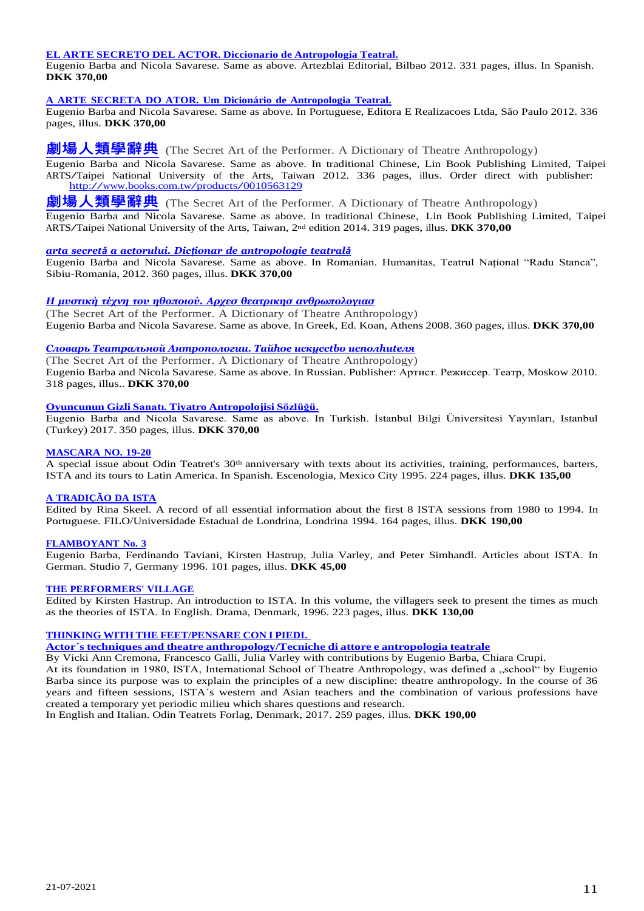**EL ARTE SECRETO DEL ACTOR. Diccionario de Antropología Teatral.**
Eugenio Barba and Nicola Savarese. Same as above. Artezblai Editorial, Bilbao 2012. 331 pages, illus. In Spanish. **DKK 370,00**

**A ARTE SECRETA DO ATOR. Um Dicionário de Antropologia Teatral.**
Eugenio Barba and Nicola Savarese. Same as above. In Portuguese, Editora E Realizacoes Ltda, São Paulo 2012. 336 pages, illus. **DKK 370,00**

**劇場人類學辭典** (The Secret Art of the Performer. A Dictionary of Theatre Anthropology)
Eugenio Barba and Nicola Savarese. Same as above. In traditional Chinese, Lin Book Publishing Limited, Taipei ARTS/Taipei National University of the Arts, Taiwan 2012. 336 pages, illus. Order direct with publisher: http://www.books.com.tw/products/0010563129

**劇場人類學辭典** (The Secret Art of the Performer. A Dictionary of Theatre Anthropology)
Eugenio Barba and Nicola Savarese. Same as above. In traditional Chinese, Lin Book Publishing Limited, Taipei ARTS/Taipei National University of the Arts, Taiwan, 2nd edition 2014. 319 pages, illus. **DKK 370,00**

***arta secretă a actorului. Dicționar de antropologie teatrală***
Eugenio Barba and Nicola Savarese. Same as above. In Romanian. Humanitas, Teatrul Național "Radu Stanca", Sibiu-Romania, 2012. 360 pages, illus. **DKK 370,00**

***Η μυστική τέχνη του ηθοποιού. Αρχεσ θεατρικησ ανθρωπολογιασ***
(The Secret Art of the Performer. A Dictionary of Theatre Anthropology)
Eugenio Barba and Nicola Savarese. Same as above. In Greek, Ed. Koan, Athens 2008. 360 pages, illus. **DKK 370,00**

***Словарь Театральной Антропологии. Тайное искусство исполнителя***
(The Secret Art of the Performer. A Dictionary of Theatre Anthropology)
Eugenio Barba and Nicola Savarese. Same as above. In Russian. Publisher: Артист. Режиссер. Театр, Moskow 2010. 318 pages, illus.. **DKK 370,00**

**Oyuncunun Gizli Sanatı. Tiyatro Antropolojisi Sözlüğü.**
Eugenio Barba and Nicola Savarese. Same as above. In Turkish. İstanbul Bilgi Üniversitesi Yayınları, Istanbul (Turkey) 2017. 350 pages, illus. **DKK 370,00**

**MASCARA NO. 19-20**
A special issue about Odin Teatret's 30th anniversary with texts about its activities, training, performances, barters, ISTA and its tours to Latin America. In Spanish. Escenologia, Mexico City 1995. 224 pages, illus. **DKK 135,00**

**A TRADIÇÃO DA ISTA**
Edited by Rina Skeel. A record of all essential information about the first 8 ISTA sessions from 1980 to 1994. In Portuguese. FILO/Universidade Estadual de Londrina, Londrina 1994. 164 pages, illus. **DKK 190,00**

**FLAMBOYANT No. 3**
Eugenio Barba, Ferdinando Taviani, Kirsten Hastrup, Julia Varley, and Peter Simhandl. Articles about ISTA. In German. Studio 7, Germany 1996. 101 pages, illus. **DKK 45,00**

**THE PERFORMERS' VILLAGE**
Edited by Kirsten Hastrup. An introduction to ISTA. In this volume, the villagers seek to present the times as much as the theories of ISTA. In English. Drama, Denmark, 1996. 223 pages, illus. **DKK 130,00**

**THINKING WITH THE FEET/PENSARE CON I PIEDI.**
**Actor´s techniques and theatre anthropology/Tecniche di attore e antropologia teatrale**
By Vicki Ann Cremona, Francesco Galli, Julia Varley with contributions by Eugenio Barba, Chiara Crupi.
At its foundation in 1980, ISTA, International School of Theatre Anthropology, was defined a „school" by Eugenio Barba since its purpose was to explain the principles of a new discipline: theatre anthropology. In the course of 36 years and fifteen sessions, ISTA´s western and Asian teachers and the combination of various professions have created a temporary yet periodic milieu which shares questions and research.
In English and Italian. Odin Teatrets Forlag, Denmark, 2017. 259 pages, illus. **DKK 190,00**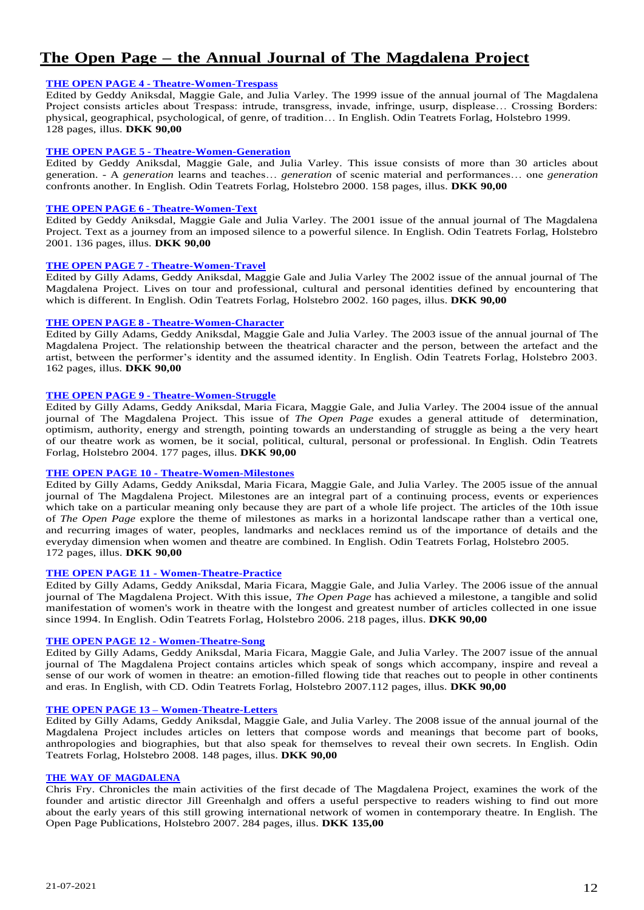# The Open Page – the Annual Journal of The Magdalena Project

**THE OPEN PAGE 4 - Theatre-Women-Trespass**

Edited by Geddy Aniksdal, Maggie Gale, and Julia Varley. The 1999 issue of the annual journal of The Magdalena Project consists articles about Trespass: intrude, transgress, invade, infringe, usurp, displease… Crossing Borders: physical, geographical, psychological, of genre, of tradition… In English. Odin Teatrets Forlag, Holstebro 1999. 128 pages, illus. **DKK 90,00**

**THE OPEN PAGE 5 - Theatre-Women-Generation**

Edited by Geddy Aniksdal, Maggie Gale, and Julia Varley. This issue consists of more than 30 articles about generation. - A *generation* learns and teaches… *generation* of scenic material and performances… one *generation* confronts another. In English. Odin Teatrets Forlag, Holstebro 2000. 158 pages, illus. **DKK 90,00**

**THE OPEN PAGE 6 - Theatre-Women-Text**

Edited by Geddy Aniksdal, Maggie Gale and Julia Varley. The 2001 issue of the annual journal of The Magdalena Project. Text as a journey from an imposed silence to a powerful silence. In English. Odin Teatrets Forlag, Holstebro 2001. 136 pages, illus. **DKK 90,00**

**THE OPEN PAGE 7 - Theatre-Women-Travel**

Edited by Gilly Adams, Geddy Aniksdal, Maggie Gale and Julia Varley The 2002 issue of the annual journal of The Magdalena Project. Lives on tour and professional, cultural and personal identities defined by encountering that which is different. In English. Odin Teatrets Forlag, Holstebro 2002. 160 pages, illus. **DKK 90,00**

**THE OPEN PAGE 8 - Theatre-Women-Character**

Edited by Gilly Adams, Geddy Aniksdal, Maggie Gale and Julia Varley. The 2003 issue of the annual journal of The Magdalena Project. The relationship between the theatrical character and the person, between the artefact and the artist, between the performer's identity and the assumed identity. In English. Odin Teatrets Forlag, Holstebro 2003. 162 pages, illus. **DKK 90,00**

**THE OPEN PAGE 9 - Theatre-Women-Struggle**

Edited by Gilly Adams, Geddy Aniksdal, Maria Ficara, Maggie Gale, and Julia Varley. The 2004 issue of the annual journal of The Magdalena Project. This issue of *The Open Page* exudes a general attitude of determination, optimism, authority, energy and strength, pointing towards an understanding of struggle as being a the very heart of our theatre work as women, be it social, political, cultural, personal or professional. In English. Odin Teatrets Forlag, Holstebro 2004. 177 pages, illus. **DKK 90,00**

**THE OPEN PAGE 10 - Theatre-Women-Milestones**

Edited by Gilly Adams, Geddy Aniksdal, Maria Ficara, Maggie Gale, and Julia Varley. The 2005 issue of the annual journal of The Magdalena Project. Milestones are an integral part of a continuing process, events or experiences which take on a particular meaning only because they are part of a whole life project. The articles of the 10th issue of *The Open Page* explore the theme of milestones as marks in a horizontal landscape rather than a vertical one, and recurring images of water, peoples, landmarks and necklaces remind us of the importance of details and the everyday dimension when women and theatre are combined. In English. Odin Teatrets Forlag, Holstebro 2005. 172 pages, illus. **DKK 90,00**

**THE OPEN PAGE 11 - Women-Theatre-Practice**

Edited by Gilly Adams, Geddy Aniksdal, Maria Ficara, Maggie Gale, and Julia Varley. The 2006 issue of the annual journal of The Magdalena Project. With this issue, *The Open Page* has achieved a milestone, a tangible and solid manifestation of women's work in theatre with the longest and greatest number of articles collected in one issue since 1994. In English. Odin Teatrets Forlag, Holstebro 2006. 218 pages, illus. **DKK 90,00**

**THE OPEN PAGE 12 - Women-Theatre-Song**

Edited by Gilly Adams, Geddy Aniksdal, Maria Ficara, Maggie Gale, and Julia Varley. The 2007 issue of the annual journal of The Magdalena Project contains articles which speak of songs which accompany, inspire and reveal a sense of our work of women in theatre: an emotion-filled flowing tide that reaches out to people in other continents and eras. In English, with CD. Odin Teatrets Forlag, Holstebro 2007.112 pages, illus. **DKK 90,00**

**THE OPEN PAGE 13 – Women-Theatre-Letters**

Edited by Gilly Adams, Geddy Aniksdal, Maggie Gale, and Julia Varley. The 2008 issue of the annual journal of the Magdalena Project includes articles on letters that compose words and meanings that become part of books, anthropologies and biographies, but that also speak for themselves to reveal their own secrets. In English. Odin Teatrets Forlag, Holstebro 2008. 148 pages, illus. **DKK 90,00**

**THE WAY OF MAGDALENA**

Chris Fry. Chronicles the main activities of the first decade of The Magdalena Project, examines the work of the founder and artistic director Jill Greenhalgh and offers a useful perspective to readers wishing to find out more about the early years of this still growing international network of women in contemporary theatre. In English. The Open Page Publications, Holstebro 2007. 284 pages, illus. **DKK 135,00**

21-07-2021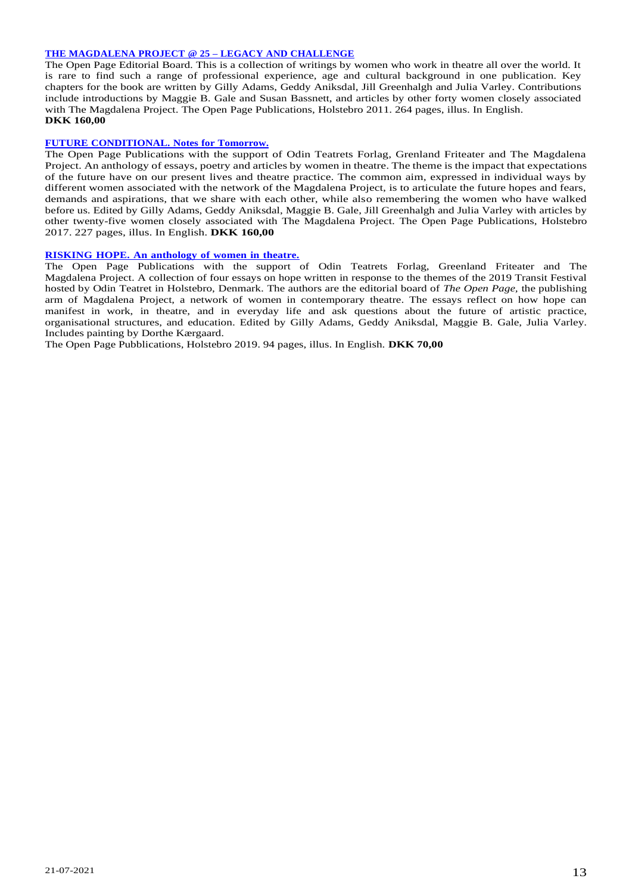**THE MAGDALENA PROJECT @ 25 – LEGACY AND CHALLENGE**

The Open Page Editorial Board. This is a collection of writings by women who work in theatre all over the world. It is rare to find such a range of professional experience, age and cultural background in one publication. Key chapters for the book are written by Gilly Adams, Geddy Aniksdal, Jill Greenhalgh and Julia Varley. Contributions include introductions by Maggie B. Gale and Susan Bassnett, and articles by other forty women closely associated with The Magdalena Project. The Open Page Publications, Holstebro 2011. 264 pages, illus. In English.
**DKK 160,00**

**FUTURE CONDITIONAL. Notes for Tomorrow.**

The Open Page Publications with the support of Odin Teatrets Forlag, Grenland Friteater and The Magdalena Project. An anthology of essays, poetry and articles by women in theatre. The theme is the impact that expectations of the future have on our present lives and theatre practice. The common aim, expressed in individual ways by different women associated with the network of the Magdalena Project, is to articulate the future hopes and fears, demands and aspirations, that we share with each other, while also remembering the women who have walked before us. Edited by Gilly Adams, Geddy Aniksdal, Maggie B. Gale, Jill Greenhalgh and Julia Varley with articles by other twenty-five women closely associated with The Magdalena Project. The Open Page Publications, Holstebro 2017. 227 pages, illus. In English. **DKK 160,00**

**RISKING HOPE. An anthology of women in theatre.**

The Open Page Publications with the support of Odin Teatrets Forlag, Greenland Friteater and The Magdalena Project. A collection of four essays on hope written in response to the themes of the 2019 Transit Festival hosted by Odin Teatret in Holstebro, Denmark. The authors are the editorial board of *The Open Page*, the publishing arm of Magdalena Project, a network of women in contemporary theatre. The essays reflect on how hope can manifest in work, in theatre, and in everyday life and ask questions about the future of artistic practice, organisational structures, and education. Edited by Gilly Adams, Geddy Aniksdal, Maggie B. Gale, Julia Varley. Includes painting by Dorthe Kærgaard.

The Open Page Pubblications, Holstebro 2019. 94 pages, illus. In English. **DKK 70,00**